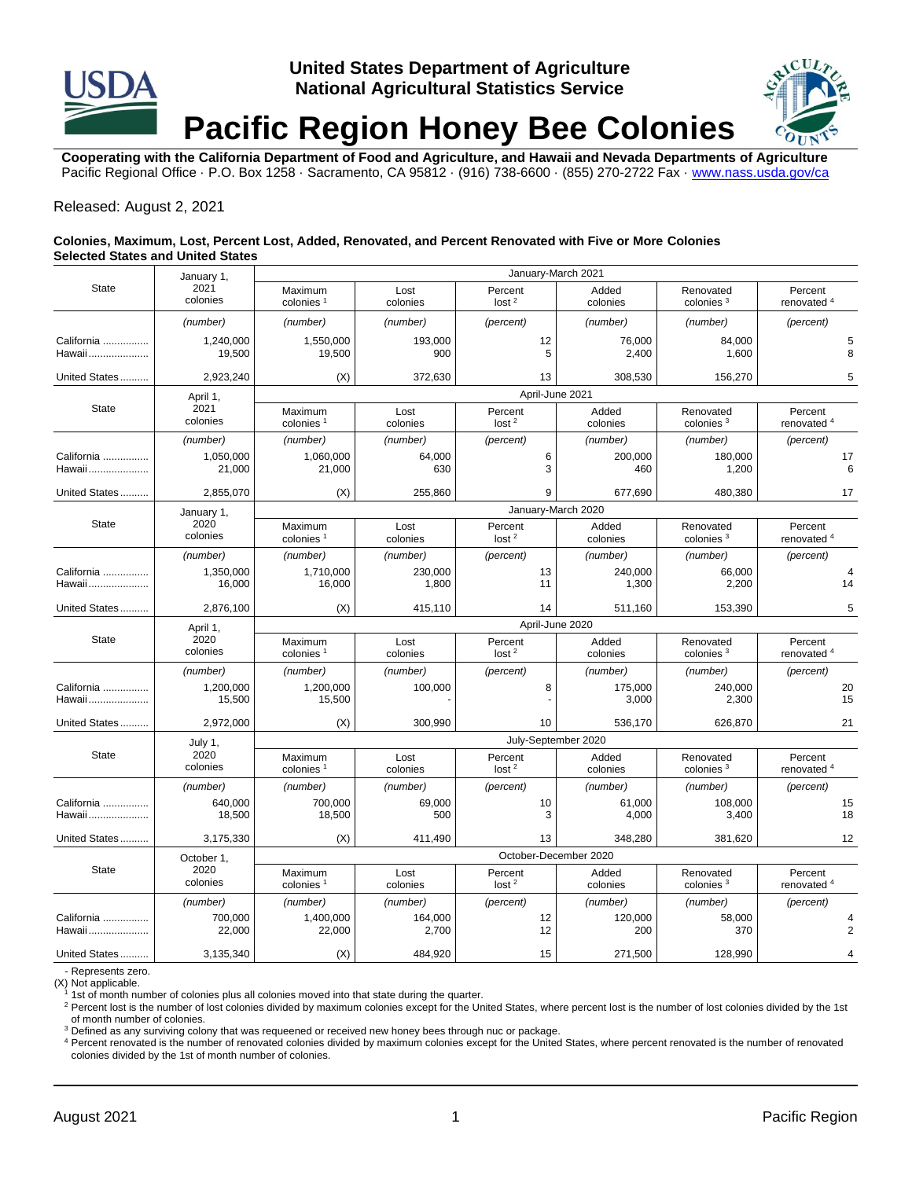# United States Department of Agriculture
# National Agricultural Statistics Service

# Pacific Region Honey Bee Colonies

**Cooperating with the California Department of Food and Agriculture, and Hawaii and Nevada Departments of Agriculture**
Pacific Regional Office · P.O. Box 1258 · Sacramento, CA 95812 · (916) 738-6600 · (855) 270-2722 Fax · www.nass.usda.gov/ca

Released: August 2, 2021

**Colonies, Maximum, Lost, Percent Lost, Added, Renovated, and Percent Renovated with Five or More Colonies Selected States and United States**

| State | January 1, 2021 colonies | January-March 2021 | | | | | |
|---|---|---|---|---|---|---|---|
| | | Maximum colonies [1] | Lost colonies | Percent lost [2] | Added colonies | Renovated colonies [3] | Percent renovated [4] |
| | (number) | (number) | (number) | (percent) | (number) | (number) | (percent) |
| California | 1,240,000 | 1,550,000 | 193,000 | 12 | 76,000 | 84,000 | 5 |
| Hawaii | 19,500 | 19,500 | 900 | 5 | 2,400 | 1,600 | 8 |
| United States | 2,923,240 | (X) | 372,630 | 13 | 308,530 | 156,270 | 5 |
| **State** | **April 1, 2021 colonies** | **April-June 2021** | | | | | |
| | | Maximum colonies [1] | Lost colonies | Percent lost [2] | Added colonies | Renovated colonies [3] | Percent renovated [4] |
| | (number) | (number) | (number) | (percent) | (number) | (number) | (percent) |
| California | 1,050,000 | 1,060,000 | 64,000 | 6 | 200,000 | 180,000 | 17 |
| Hawaii | 21,000 | 21,000 | 630 | 3 | 460 | 1,200 | 6 |
| United States | 2,855,070 | (X) | 255,860 | 9 | 677,690 | 480,380 | 17 |
| **State** | **January 1, 2020 colonies** | **January-March 2020** | | | | | |
| | | Maximum colonies [1] | Lost colonies | Percent lost [2] | Added colonies | Renovated colonies [3] | Percent renovated [4] |
| | (number) | (number) | (number) | (percent) | (number) | (number) | (percent) |
| California | 1,350,000 | 1,710,000 | 230,000 | 13 | 240,000 | 66,000 | 4 |
| Hawaii | 16,000 | 16,000 | 1,800 | 11 | 1,300 | 2,200 | 14 |
| United States | 2,876,100 | (X) | 415,110 | 14 | 511,160 | 153,390 | 5 |
| **State** | **April 1, 2020 colonies** | **April-June 2020** | | | | | |
| | | Maximum colonies [1] | Lost colonies | Percent lost [2] | Added colonies | Renovated colonies [3] | Percent renovated [4] |
| | (number) | (number) | (number) | (percent) | (number) | (number) | (percent) |
| California | 1,200,000 | 1,200,000 | 100,000 | 8 | 175,000 | 240,000 | 20 |
| Hawaii | 15,500 | 15,500 | - | - | 3,000 | 2,300 | 15 |
| United States | 2,972,000 | (X) | 300,990 | 10 | 536,170 | 626,870 | 21 |
| **State** | **July 1, 2020 colonies** | **July-September 2020** | | | | | |
| | | Maximum colonies [1] | Lost colonies | Percent lost [2] | Added colonies | Renovated colonies [3] | Percent renovated [4] |
| | (number) | (number) | (number) | (percent) | (number) | (number) | (percent) |
| California | 640,000 | 700,000 | 69,000 | 10 | 61,000 | 108,000 | 15 |
| Hawaii | 18,500 | 18,500 | 500 | 3 | 4,000 | 3,400 | 18 |
| United States | 3,175,330 | (X) | 411,490 | 13 | 348,280 | 381,620 | 12 |
| **State** | **October 1, 2020 colonies** | **October-December 2020** | | | | | |
| | | Maximum colonies [1] | Lost colonies | Percent lost [2] | Added colonies | Renovated colonies [3] | Percent renovated [4] |
| | (number) | (number) | (number) | (percent) | (number) | (number) | (percent) |
| California | 700,000 | 1,400,000 | 164,000 | 12 | 120,000 | 58,000 | 4 |
| Hawaii | 22,000 | 22,000 | 2,700 | 12 | 200 | 370 | 2 |
| United States | 3,135,340 | (X) | 484,920 | 15 | 271,500 | 128,990 | 4 |

\- Represents zero.
(X) Not applicable.
[1] 1st of month number of colonies plus all colonies moved into that state during the quarter.
[2] Percent lost is the number of lost colonies divided by maximum colonies except for the United States, where percent lost is the number of lost colonies divided by the 1st of month number of colonies.
[3] Defined as any surviving colony that was requeened or received new honey bees through nuc or package.
[4] Percent renovated is the number of renovated colonies divided by maximum colonies except for the United States, where percent renovated is the number of renovated colonies divided by the 1st of month number of colonies.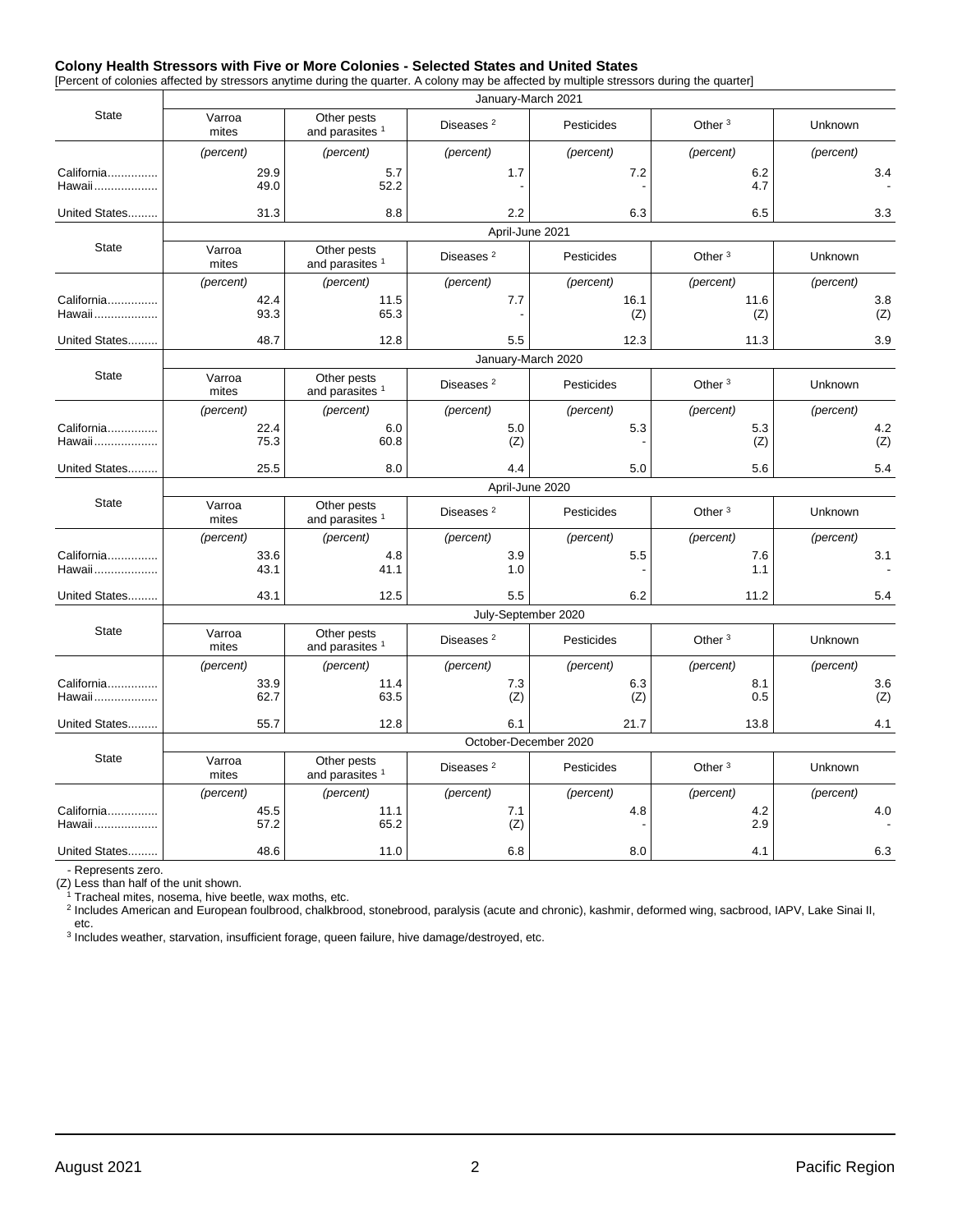## Colony Health Stressors with Five or More Colonies - Selected States and United States

[Percent of colonies affected by stressors anytime during the quarter. A colony may be affected by multiple stressors during the quarter]

| State | January-March 2021 | | | | | |
|---|---|---|---|---|---|---|
| | Varroa mites | Other pests and parasites [1] | Diseases [2] | Pesticides | Other [3] | Unknown |
| | (percent) | (percent) | (percent) | (percent) | (percent) | (percent) |
| California | 29.9 | 5.7 | 1.7 | 7.2 | 6.2 | 3.4 |
| Hawaii | 49.0 | 52.2 | - | - | 4.7 | - |
| United States | 31.3 | 8.8 | 2.2 | 6.3 | 6.5 | 3.3 |

| State | April-June 2021 | | | | | |
|---|---|---|---|---|---|---|
| | Varroa mites | Other pests and parasites [1] | Diseases [2] | Pesticides | Other [3] | Unknown |
| | (percent) | (percent) | (percent) | (percent) | (percent) | (percent) |
| California | 42.4 | 11.5 | 7.7 | 16.1 | 11.6 | 3.8 |
| Hawaii | 93.3 | 65.3 | - | (Z) | (Z) | (Z) |
| United States | 48.7 | 12.8 | 5.5 | 12.3 | 11.3 | 3.9 |

| State | January-March 2020 | | | | | |
|---|---|---|---|---|---|---|
| | Varroa mites | Other pests and parasites [1] | Diseases [2] | Pesticides | Other [3] | Unknown |
| | (percent) | (percent) | (percent) | (percent) | (percent) | (percent) |
| California | 22.4 | 6.0 | 5.0 | 5.3 | 5.3 | 4.2 |
| Hawaii | 75.3 | 60.8 | (Z) | - | (Z) | (Z) |
| United States | 25.5 | 8.0 | 4.4 | 5.0 | 5.6 | 5.4 |

| State | April-June 2020 | | | | | |
|---|---|---|---|---|---|---|
| | Varroa mites | Other pests and parasites [1] | Diseases [2] | Pesticides | Other [3] | Unknown |
| | (percent) | (percent) | (percent) | (percent) | (percent) | (percent) |
| California | 33.6 | 4.8 | 3.9 | 5.5 | 7.6 | 3.1 |
| Hawaii | 43.1 | 41.1 | 1.0 | - | 1.1 | - |
| United States | 43.1 | 12.5 | 5.5 | 6.2 | 11.2 | 5.4 |

| State | July-September 2020 | | | | | |
|---|---|---|---|---|---|---|
| | Varroa mites | Other pests and parasites [1] | Diseases [2] | Pesticides | Other [3] | Unknown |
| | (percent) | (percent) | (percent) | (percent) | (percent) | (percent) |
| California | 33.9 | 11.4 | 7.3 | 6.3 | 8.1 | 3.6 |
| Hawaii | 62.7 | 63.5 | (Z) | (Z) | 0.5 | (Z) |
| United States | 55.7 | 12.8 | 6.1 | 21.7 | 13.8 | 4.1 |

| State | October-December 2020 | | | | | |
|---|---|---|---|---|---|---|
| | Varroa mites | Other pests and parasites [1] | Diseases [2] | Pesticides | Other [3] | Unknown |
| | (percent) | (percent) | (percent) | (percent) | (percent) | (percent) |
| California | 45.5 | 11.1 | 7.1 | 4.8 | 4.2 | 4.0 |
| Hawaii | 57.2 | 65.2 | (Z) | - | 2.9 | - |
| United States | 48.6 | 11.0 | 6.8 | 8.0 | 4.1 | 6.3 |

- Represents zero.
(Z) Less than half of the unit shown.
[1] Tracheal mites, nosema, hive beetle, wax moths, etc.
[2] Includes American and European foulbrood, chalkbrood, stonebrood, paralysis (acute and chronic), kashmir, deformed wing, sacbrood, IAPV, Lake Sinai II, etc.
[3] Includes weather, starvation, insufficient forage, queen failure, hive damage/destroyed, etc.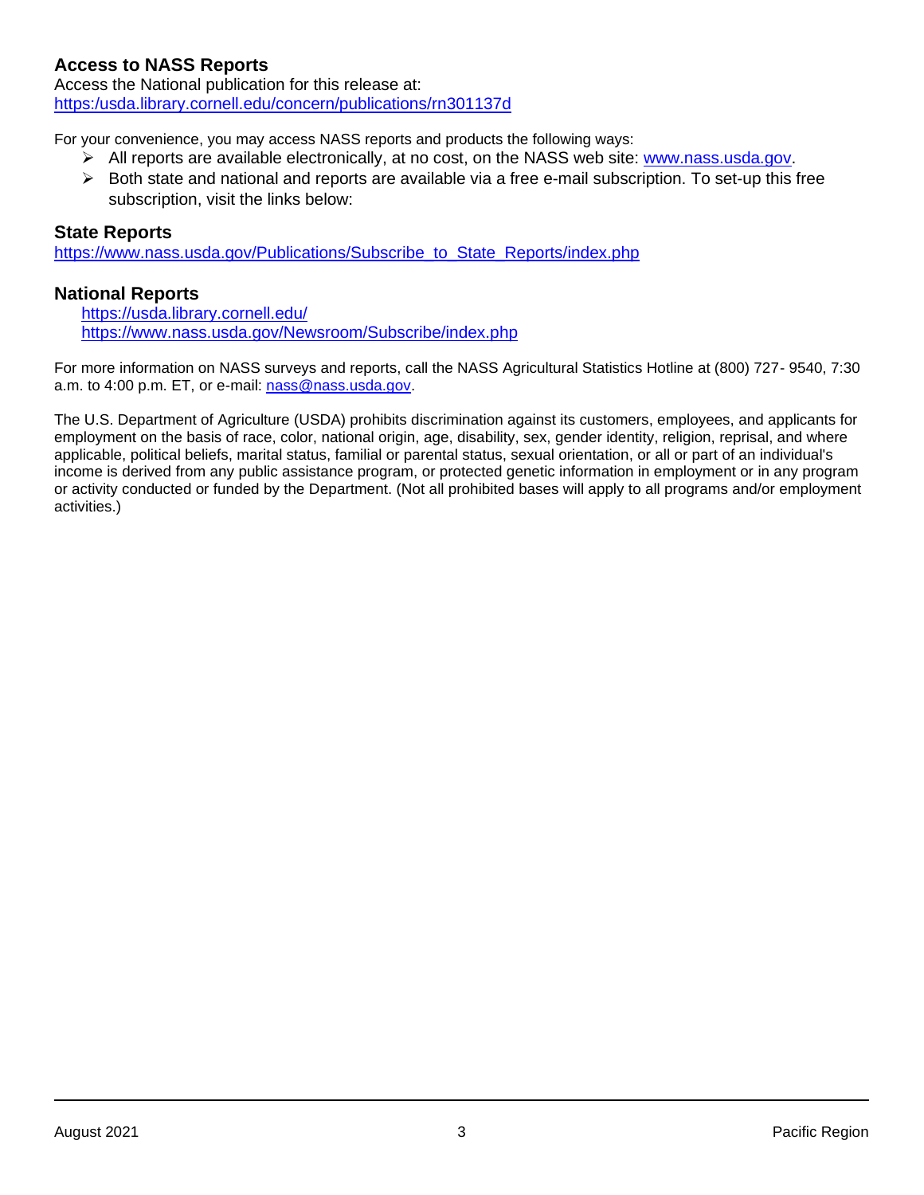## Access to NASS Reports

Access the National publication for this release at:
https:/usda.library.cornell.edu/concern/publications/rn301137d

For your convenience, you may access NASS reports and products the following ways:

- All reports are available electronically, at no cost, on the NASS web site: www.nass.usda.gov.
- Both state and national and reports are available via a free e-mail subscription. To set-up this free subscription, visit the links below:

## State Reports

https://www.nass.usda.gov/Publications/Subscribe_to_State_Reports/index.php

## National Reports

https://usda.library.cornell.edu/
https://www.nass.usda.gov/Newsroom/Subscribe/index.php

For more information on NASS surveys and reports, call the NASS Agricultural Statistics Hotline at (800) 727- 9540, 7:30 a.m. to 4:00 p.m. ET, or e-mail: nass@nass.usda.gov.

The U.S. Department of Agriculture (USDA) prohibits discrimination against its customers, employees, and applicants for employment on the basis of race, color, national origin, age, disability, sex, gender identity, religion, reprisal, and where applicable, political beliefs, marital status, familial or parental status, sexual orientation, or all or part of an individual's income is derived from any public assistance program, or protected genetic information in employment or in any program or activity conducted or funded by the Department. (Not all prohibited bases will apply to all programs and/or employment activities.)